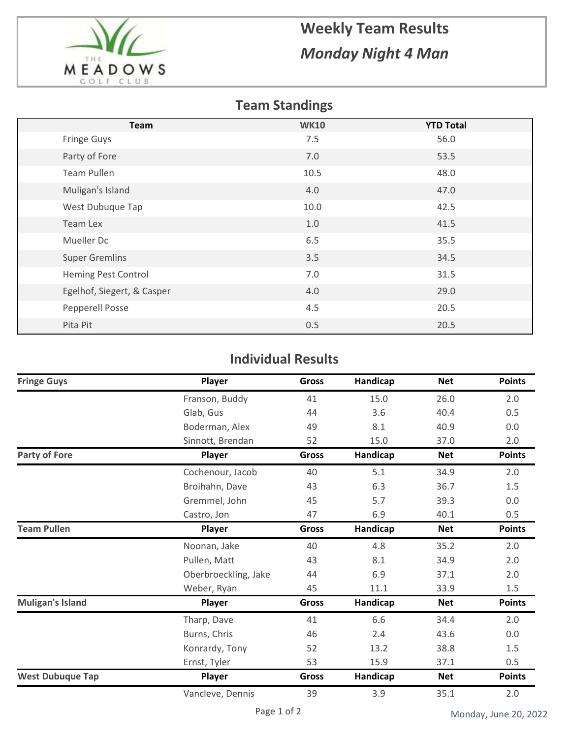# Weekly Team Results

## *Monday Night 4 Man*

## Team Standings

| Team | WK10 | YTD Total |
|---|---|---|
| Fringe Guys | 7.5 | 56.0 |
| Party of Fore | 7.0 | 53.5 |
| Team Pullen | 10.5 | 48.0 |
| Muligan's Island | 4.0 | 47.0 |
| West Dubuque Tap | 10.0 | 42.5 |
| Team Lex | 1.0 | 41.5 |
| Mueller Dc | 6.5 | 35.5 |
| Super Gremlins | 3.5 | 34.5 |
| Heming Pest Control | 7.0 | 31.5 |
| Egelhof, Siegert, & Casper | 4.0 | 29.0 |
| Pepperell Posse | 4.5 | 20.5 |
| Pita Pit | 0.5 | 20.5 |

## Individual Results

| Fringe Guys | Player | Gross | Handicap | Net | Points |
|---|---|---|---|---|---|
| | Franson, Buddy | 41 | 15.0 | 26.0 | 2.0 |
| | Glab, Gus | 44 | 3.6 | 40.4 | 0.5 |
| | Boderman, Alex | 49 | 8.1 | 40.9 | 0.0 |
| | Sinnott, Brendan | 52 | 15.0 | 37.0 | 2.0 |

| Party of Fore | Player | Gross | Handicap | Net | Points |
|---|---|---|---|---|---|
| | Cochenour, Jacob | 40 | 5.1 | 34.9 | 2.0 |
| | Broihahn, Dave | 43 | 6.3 | 36.7 | 1.5 |
| | Gremmel, John | 45 | 5.7 | 39.3 | 0.0 |
| | Castro, Jon | 47 | 6.9 | 40.1 | 0.5 |

| Team Pullen | Player | Gross | Handicap | Net | Points |
|---|---|---|---|---|---|
| | Noonan, Jake | 40 | 4.8 | 35.2 | 2.0 |
| | Pullen, Matt | 43 | 8.1 | 34.9 | 2.0 |
| | Oberbroeckling, Jake | 44 | 6.9 | 37.1 | 2.0 |
| | Weber, Ryan | 45 | 11.1 | 33.9 | 1.5 |

| Muligan's Island | Player | Gross | Handicap | Net | Points |
|---|---|---|---|---|---|
| | Tharp, Dave | 41 | 6.6 | 34.4 | 2.0 |
| | Burns, Chris | 46 | 2.4 | 43.6 | 0.0 |
| | Konrardy, Tony | 52 | 13.2 | 38.8 | 1.5 |
| | Ernst, Tyler | 53 | 15.9 | 37.1 | 0.5 |

| West Dubuque Tap | Player | Gross | Handicap | Net | Points |
|---|---|---|---|---|---|
| | Vancleve, Dennis | 39 | 3.9 | 35.1 | 2.0 |

Monday, June 20, 2022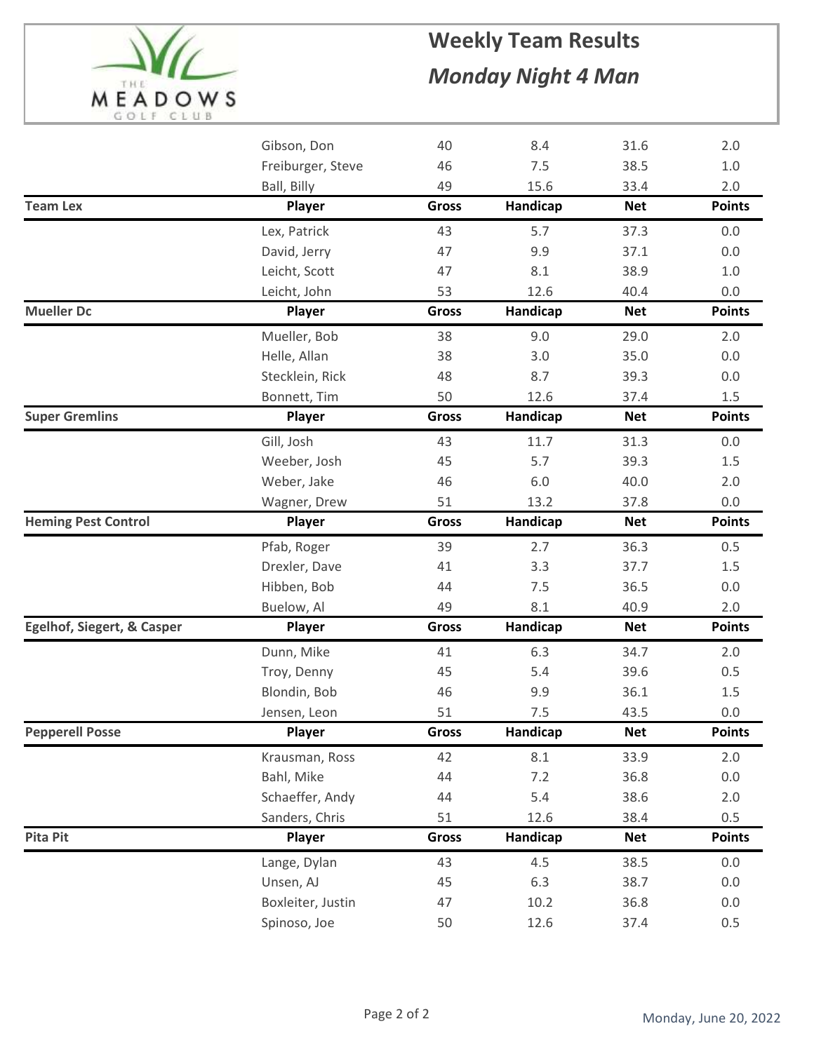# Weekly Team Results

## *Monday Night 4 Man*

| | | | | | |
|---|---|---|---|---|---|
| | Gibson, Don | 40 | 8.4 | 31.6 | 2.0 |
| | Freiburger, Steve | 46 | 7.5 | 38.5 | 1.0 |
| | Ball, Billy | 49 | 15.6 | 33.4 | 2.0 |

| **Team Lex** | **Player** | **Gross** | **Handicap** | **Net** | **Points** |
|---|---|---|---|---|---|
| | Lex, Patrick | 43 | 5.7 | 37.3 | 0.0 |
| | David, Jerry | 47 | 9.9 | 37.1 | 0.0 |
| | Leicht, Scott | 47 | 8.1 | 38.9 | 1.0 |
| | Leicht, John | 53 | 12.6 | 40.4 | 0.0 |

| **Mueller Dc** | **Player** | **Gross** | **Handicap** | **Net** | **Points** |
|---|---|---|---|---|---|
| | Mueller, Bob | 38 | 9.0 | 29.0 | 2.0 |
| | Helle, Allan | 38 | 3.0 | 35.0 | 0.0 |
| | Stecklein, Rick | 48 | 8.7 | 39.3 | 0.0 |
| | Bonnett, Tim | 50 | 12.6 | 37.4 | 1.5 |

| **Super Gremlins** | **Player** | **Gross** | **Handicap** | **Net** | **Points** |
|---|---|---|---|---|---|
| | Gill, Josh | 43 | 11.7 | 31.3 | 0.0 |
| | Weeber, Josh | 45 | 5.7 | 39.3 | 1.5 |
| | Weber, Jake | 46 | 6.0 | 40.0 | 2.0 |
| | Wagner, Drew | 51 | 13.2 | 37.8 | 0.0 |

| **Heming Pest Control** | **Player** | **Gross** | **Handicap** | **Net** | **Points** |
|---|---|---|---|---|---|
| | Pfab, Roger | 39 | 2.7 | 36.3 | 0.5 |
| | Drexler, Dave | 41 | 3.3 | 37.7 | 1.5 |
| | Hibben, Bob | 44 | 7.5 | 36.5 | 0.0 |
| | Buelow, Al | 49 | 8.1 | 40.9 | 2.0 |

| **Egelhof, Siegert, & Casper** | **Player** | **Gross** | **Handicap** | **Net** | **Points** |
|---|---|---|---|---|---|
| | Dunn, Mike | 41 | 6.3 | 34.7 | 2.0 |
| | Troy, Denny | 45 | 5.4 | 39.6 | 0.5 |
| | Blondin, Bob | 46 | 9.9 | 36.1 | 1.5 |
| | Jensen, Leon | 51 | 7.5 | 43.5 | 0.0 |

| **Pepperell Posse** | **Player** | **Gross** | **Handicap** | **Net** | **Points** |
|---|---|---|---|---|---|
| | Krausman, Ross | 42 | 8.1 | 33.9 | 2.0 |
| | Bahl, Mike | 44 | 7.2 | 36.8 | 0.0 |
| | Schaeffer, Andy | 44 | 5.4 | 38.6 | 2.0 |
| | Sanders, Chris | 51 | 12.6 | 38.4 | 0.5 |

| **Pita Pit** | **Player** | **Gross** | **Handicap** | **Net** | **Points** |
|---|---|---|---|---|---|
| | Lange, Dylan | 43 | 4.5 | 38.5 | 0.0 |
| | Unsen, AJ | 45 | 6.3 | 38.7 | 0.0 |
| | Boxleiter, Justin | 47 | 10.2 | 36.8 | 0.0 |
| | Spinoso, Joe | 50 | 12.6 | 37.4 | 0.5 |

Monday, June 20, 2022